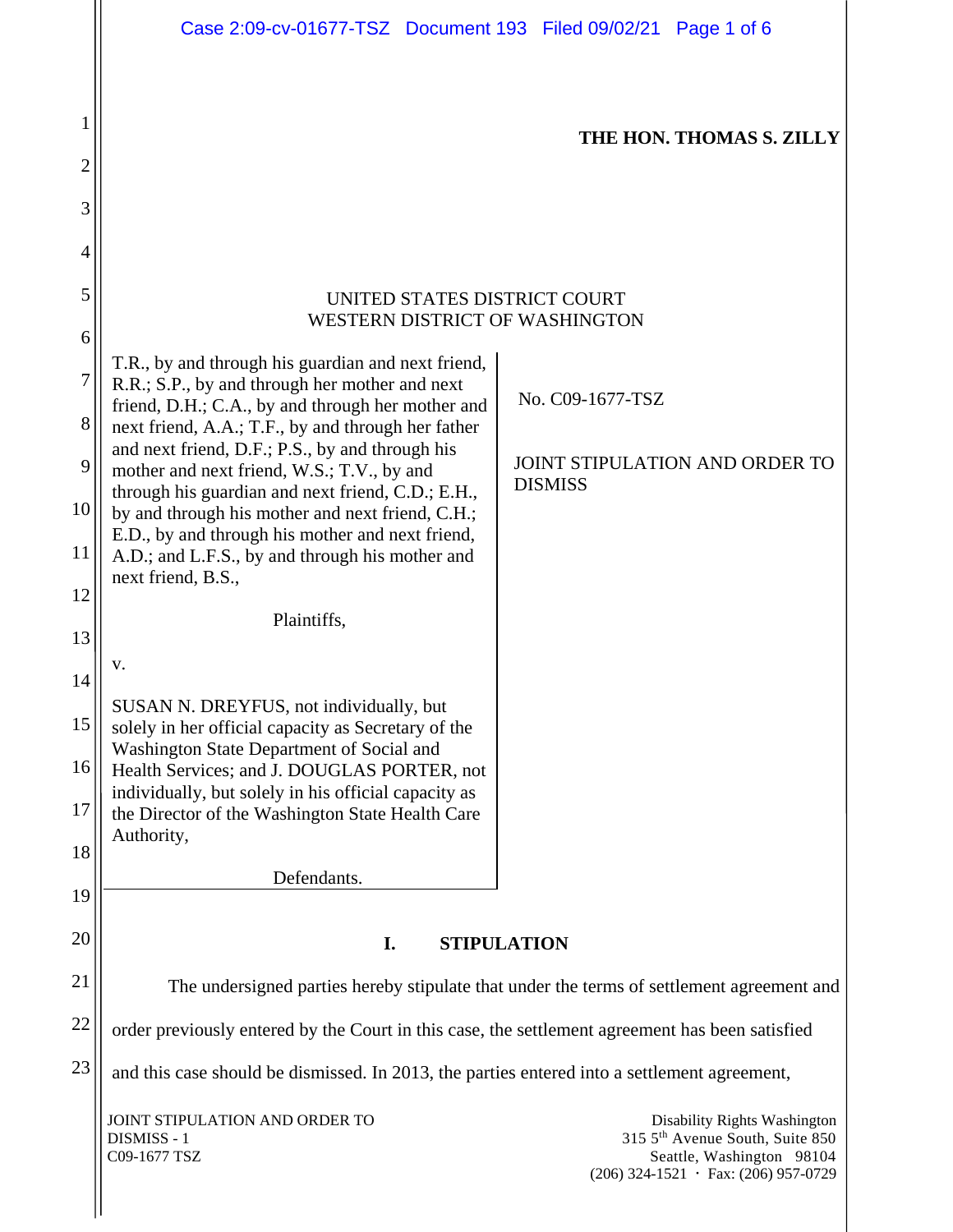**THE HON. THOMAS S. ZILLY**

UNITED STATES DISTRICT COURT
WESTERN DISTRICT OF WASHINGTON

T.R., by and through his guardian and next friend, R.R.; S.P., by and through her mother and next friend, D.H.; C.A., by and through her mother and next friend, A.A.; T.F., by and through her father and next friend, D.F.; P.S., by and through his mother and next friend, W.S.; T.V., by and through his guardian and next friend, C.D.; E.H., by and through his mother and next friend, C.H.; E.D., by and through his mother and next friend, A.D.; and L.F.S., by and through his mother and next friend, B.S.,

Plaintiffs,

v.

SUSAN N. DREYFUS, not individually, but solely in her official capacity as Secretary of the Washington State Department of Social and Health Services; and J. DOUGLAS PORTER, not individually, but solely in his official capacity as the Director of the Washington State Health Care Authority,

Defendants.

No. C09-1677-TSZ

JOINT STIPULATION AND ORDER TO DISMISS

## I. STIPULATION

The undersigned parties hereby stipulate that under the terms of settlement agreement and order previously entered by the Court in this case, the settlement agreement has been satisfied and this case should be dismissed. In 2013, the parties entered into a settlement agreement,

JOINT STIPULATION AND ORDER TO DISMISS - 1
C09-1677 TSZ

Disability Rights Washington
315 5th Avenue South, Suite 850
Seattle, Washington 98104
(206) 324-1521 · Fax: (206) 957-0729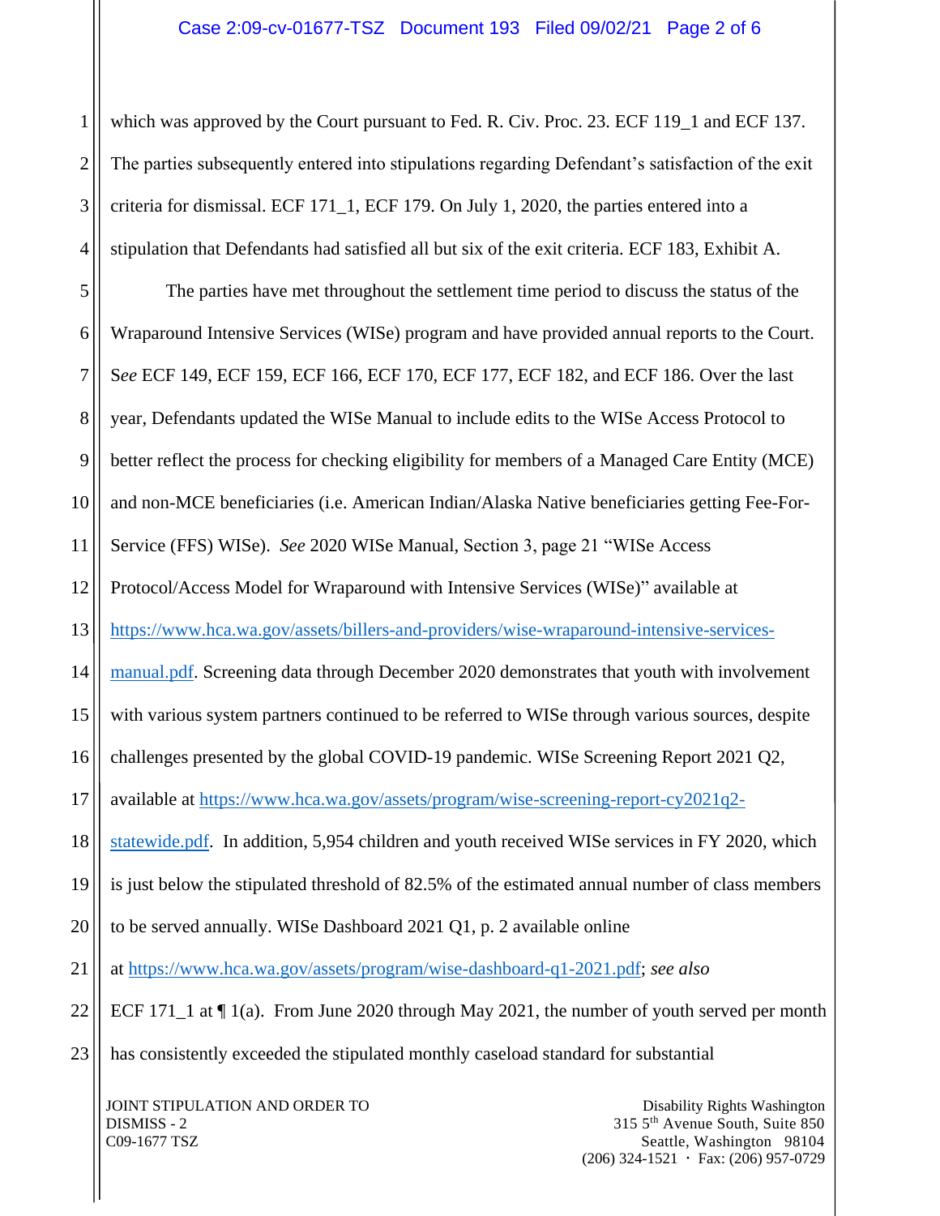which was approved by the Court pursuant to Fed. R. Civ. Proc. 23. ECF 119_1 and ECF 137. The parties subsequently entered into stipulations regarding Defendant's satisfaction of the exit criteria for dismissal. ECF 171_1, ECF 179. On July 1, 2020, the parties entered into a stipulation that Defendants had satisfied all but six of the exit criteria. ECF 183, Exhibit A.

The parties have met throughout the settlement time period to discuss the status of the Wraparound Intensive Services (WISe) program and have provided annual reports to the Court. *See* ECF 149, ECF 159, ECF 166, ECF 170, ECF 177, ECF 182, and ECF 186. Over the last year, Defendants updated the WISe Manual to include edits to the WISe Access Protocol to better reflect the process for checking eligibility for members of a Managed Care Entity (MCE) and non-MCE beneficiaries (i.e. American Indian/Alaska Native beneficiaries getting Fee-For-Service (FFS) WISe). *See* 2020 WISe Manual, Section 3, page 21 "WISe Access Protocol/Access Model for Wraparound with Intensive Services (WISe)" available at [https://www.hca.wa.gov/assets/billers-and-providers/wise-wraparound-intensive-services-manual.pdf](https://www.hca.wa.gov/assets/billers-and-providers/wise-wraparound-intensive-services-manual.pdf). Screening data through December 2020 demonstrates that youth with involvement with various system partners continued to be referred to WISe through various sources, despite challenges presented by the global COVID-19 pandemic. WISe Screening Report 2021 Q2, available at [https://www.hca.wa.gov/assets/program/wise-screening-report-cy2021q2-statewide.pdf](https://www.hca.wa.gov/assets/program/wise-screening-report-cy2021q2-statewide.pdf). In addition, 5,954 children and youth received WISe services in FY 2020, which is just below the stipulated threshold of 82.5% of the estimated annual number of class members to be served annually. WISe Dashboard 2021 Q1, p. 2 available online at [https://www.hca.wa.gov/assets/program/wise-dashboard-q1-2021.pdf](https://www.hca.wa.gov/assets/program/wise-dashboard-q1-2021.pdf); *see also* ECF 171_1 at ¶ 1(a). From June 2020 through May 2021, the number of youth served per month has consistently exceeded the stipulated monthly caseload standard for substantial

JOINT STIPULATION AND ORDER TO DISMISS - 2
C09-1677 TSZ

Disability Rights Washington
315 5th Avenue South, Suite 850
Seattle, Washington 98104
(206) 324-1521 · Fax: (206) 957-0729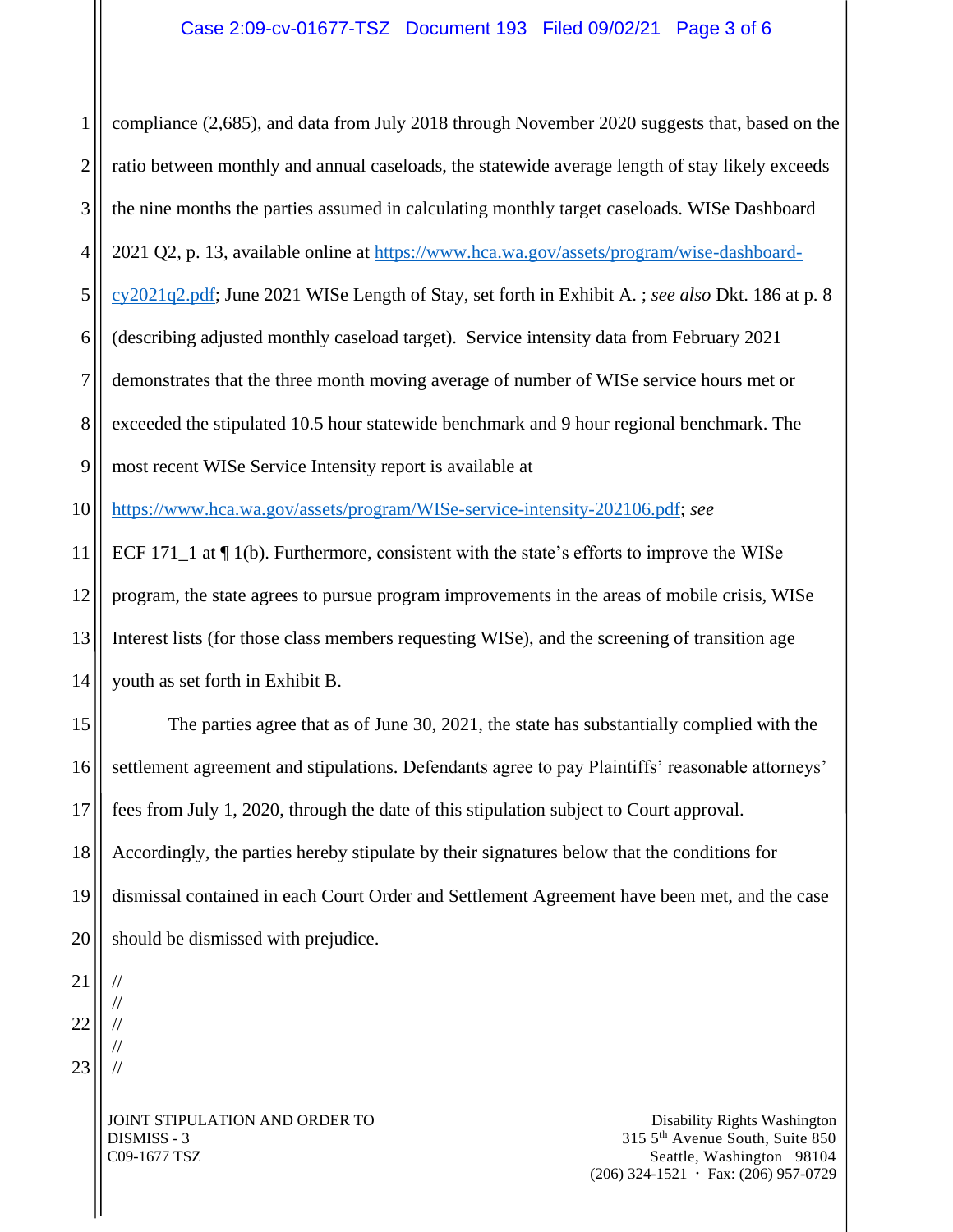compliance (2,685), and data from July 2018 through November 2020 suggests that, based on the ratio between monthly and annual caseloads, the statewide average length of stay likely exceeds the nine months the parties assumed in calculating monthly target caseloads. WISe Dashboard 2021 Q2, p. 13, available online at https://www.hca.wa.gov/assets/program/wise-dashboard-cy2021q2.pdf; June 2021 WISe Length of Stay, set forth in Exhibit A. ; *see also* Dkt. 186 at p. 8 (describing adjusted monthly caseload target). Service intensity data from February 2021 demonstrates that the three month moving average of number of WISe service hours met or exceeded the stipulated 10.5 hour statewide benchmark and 9 hour regional benchmark. The most recent WISe Service Intensity report is available at https://www.hca.wa.gov/assets/program/WISe-service-intensity-202106.pdf; *see* ECF 171_1 at ¶ 1(b). Furthermore, consistent with the state's efforts to improve the WISe program, the state agrees to pursue program improvements in the areas of mobile crisis, WISe Interest lists (for those class members requesting WISe), and the screening of transition age youth as set forth in Exhibit B.

The parties agree that as of June 30, 2021, the state has substantially complied with the settlement agreement and stipulations. Defendants agree to pay Plaintiffs' reasonable attorneys' fees from July 1, 2020, through the date of this stipulation subject to Court approval. Accordingly, the parties hereby stipulate by their signatures below that the conditions for dismissal contained in each Court Order and Settlement Agreement have been met, and the case should be dismissed with prejudice.

//
//
//
//
//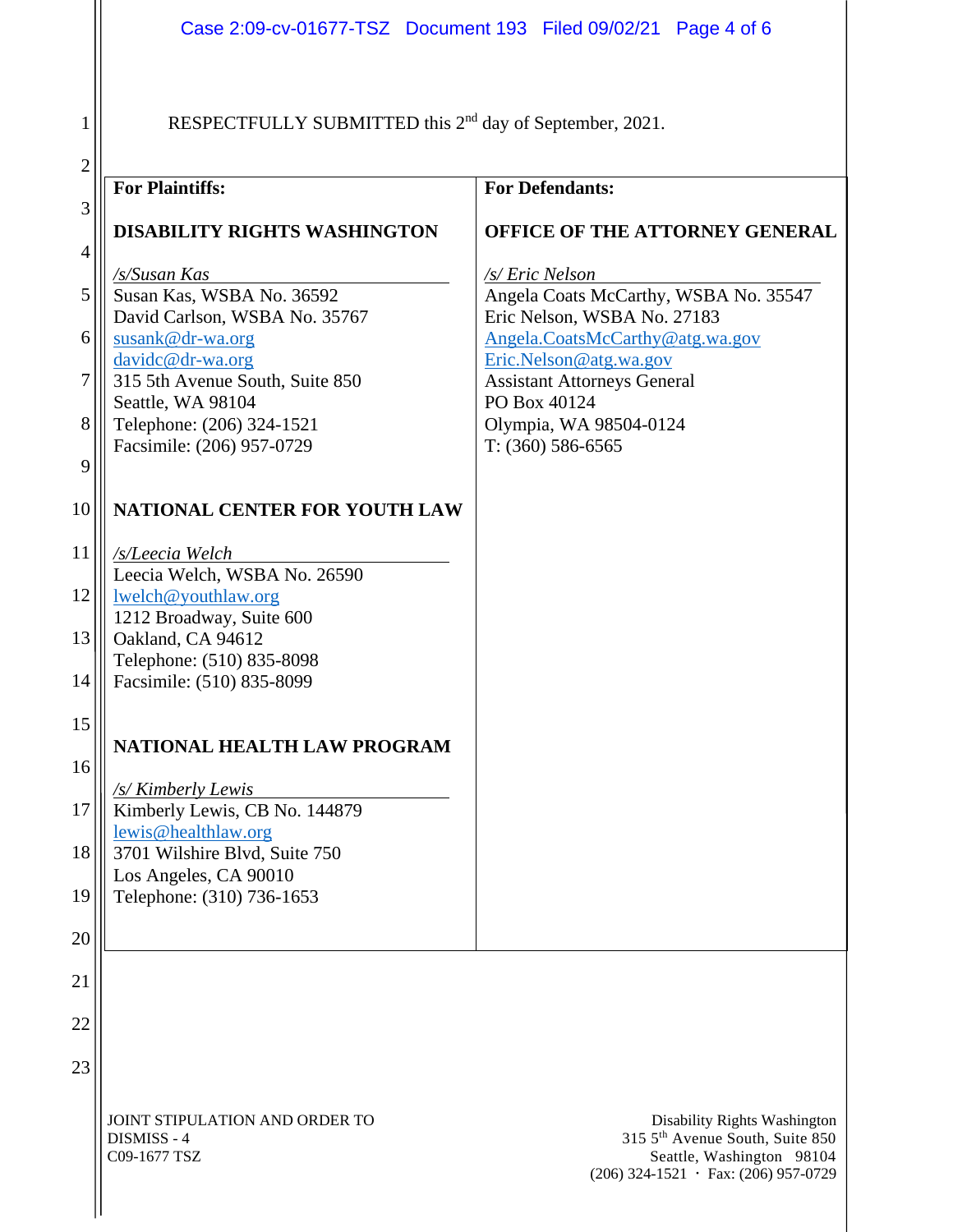RESPECTFULLY SUBMITTED this 2nd day of September, 2021.

| For Plaintiffs: | For Defendants: |
|---|---|
| **DISABILITY RIGHTS WASHINGTON**<br><br>*/s/Susan Kas*<br>Susan Kas, WSBA No. 36592<br>David Carlson, WSBA No. 35767<br>susank@dr-wa.org<br>davidc@dr-wa.org<br>315 5th Avenue South, Suite 850<br>Seattle, WA 98104<br>Telephone: (206) 324-1521<br>Facsimile: (206) 957-0729<br><br>**NATIONAL CENTER FOR YOUTH LAW**<br><br>*/s/Leecia Welch*<br>Leecia Welch, WSBA No. 26590<br>lwelch@youthlaw.org<br>1212 Broadway, Suite 600<br>Oakland, CA 94612<br>Telephone: (510) 835-8098<br>Facsimile: (510) 835-8099<br><br>**NATIONAL HEALTH LAW PROGRAM**<br><br>*/s/ Kimberly Lewis*<br>Kimberly Lewis, CB No. 144879<br>lewis@healthlaw.org<br>3701 Wilshire Blvd, Suite 750<br>Los Angeles, CA 90010<br>Telephone: (310) 736-1653 | **OFFICE OF THE ATTORNEY GENERAL**<br><br>*/s/ Eric Nelson*<br>Angela Coats McCarthy, WSBA No. 35547<br>Eric Nelson, WSBA No. 27183<br>Angela.CoatsMcCarthy@atg.wa.gov<br>Eric.Nelson@atg.wa.gov<br>Assistant Attorneys General<br>PO Box 40124<br>Olympia, WA 98504-0124<br>T: (360) 586-6565 |

JOINT STIPULATION AND ORDER TO DISMISS - 4
C09-1677 TSZ

Disability Rights Washington
315 5th Avenue South, Suite 850
Seattle, Washington 98104
(206) 324-1521 · Fax: (206) 957-0729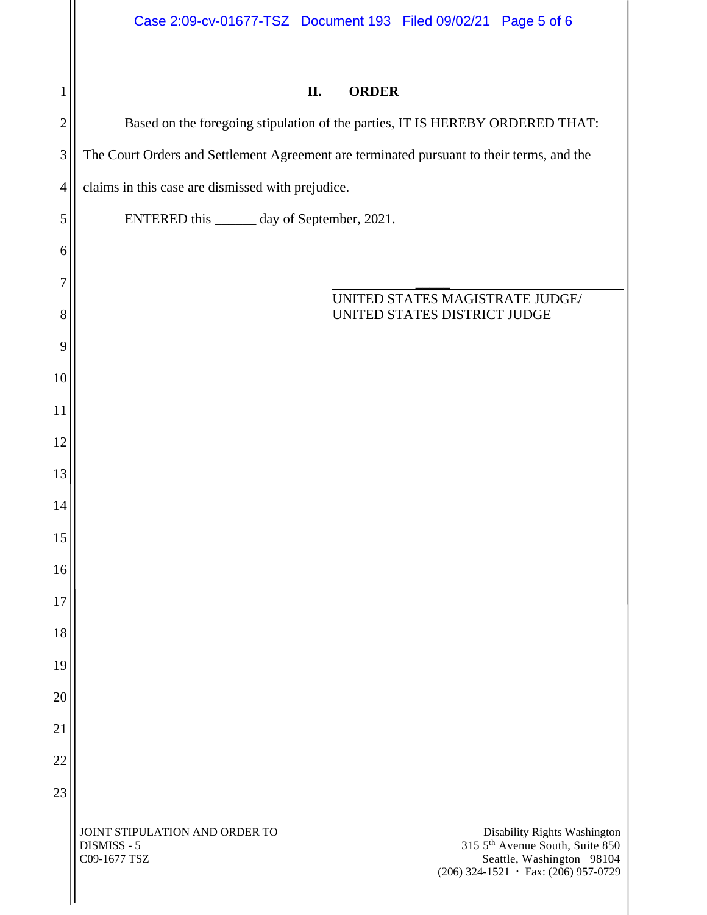## II. ORDER

Based on the foregoing stipulation of the parties, IT IS HEREBY ORDERED THAT: The Court Orders and Settlement Agreement are terminated pursuant to their terms, and the claims in this case are dismissed with prejudice.

ENTERED this ______ day of September, 2021.

______________________________________
UNITED STATES MAGISTRATE JUDGE/
UNITED STATES DISTRICT JUDGE

JOINT STIPULATION AND ORDER TO DISMISS - 5
C09-1677 TSZ

Disability Rights Washington
315 5th Avenue South, Suite 850
Seattle, Washington 98104
(206) 324-1521 · Fax: (206) 957-0729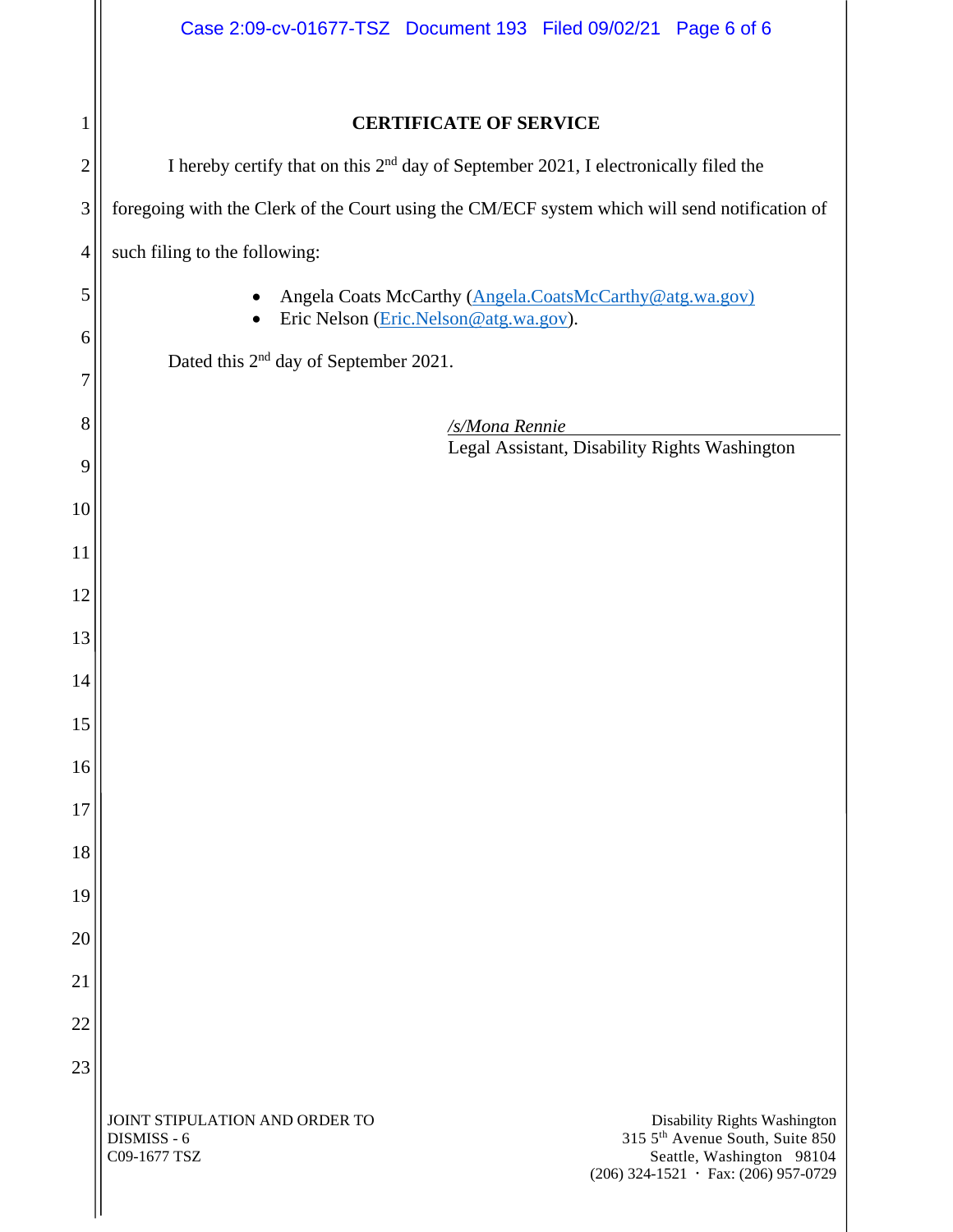# CERTIFICATE OF SERVICE

I hereby certify that on this 2nd day of September 2021, I electronically filed the foregoing with the Clerk of the Court using the CM/ECF system which will send notification of such filing to the following:

- Angela Coats McCarthy (Angela.CoatsMcCarthy@atg.wa.gov)
- Eric Nelson (Eric.Nelson@atg.wa.gov).

Dated this 2nd day of September 2021.

*/s/Mona Rennie*
Legal Assistant, Disability Rights Washington